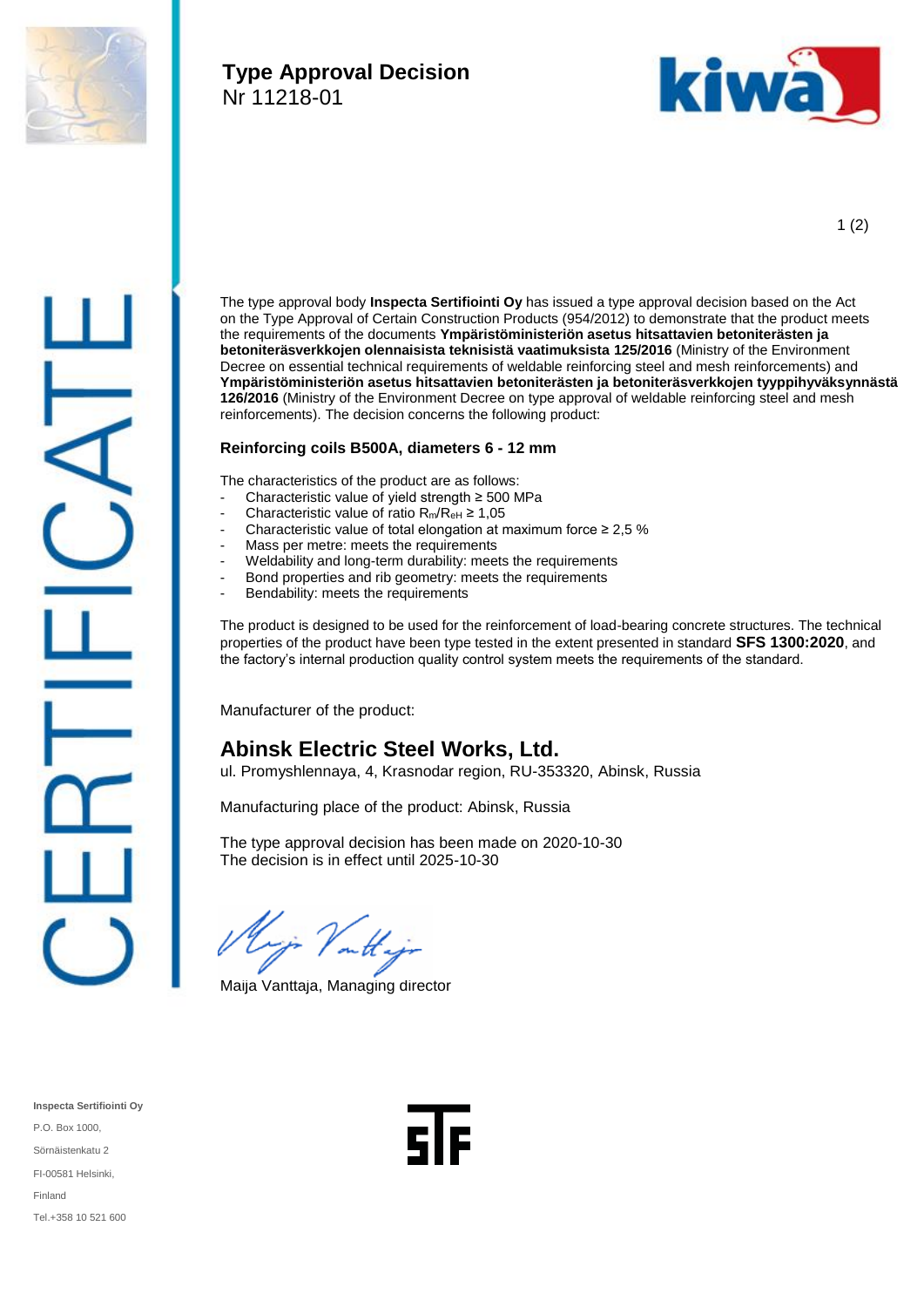# Type Approval Decision

Nr 11218-01

The type approval body **Inspecta Sertifiointi Oy** has issued a type approval decision based on the Act on the Type Approval of Certain Construction Products (954/2012) to demonstrate that the product meets the requirements of the documents **Ympäristöministeriön asetus hitsattavien betoniterästen ja betoniteräsverkkojen olennaisista teknisistä vaatimuksista 125/2016** (Ministry of the Environment Decree on essential technical requirements of weldable reinforcing steel and mesh reinforcements) and **Ympäristöministeriön asetus hitsattavien betoniterästen ja betoniteräsverkkojen tyyppihyväksynnästä 126/2016** (Ministry of the Environment Decree on type approval of weldable reinforcing steel and mesh reinforcements). The decision concerns the following product:

**Reinforcing coils B500A, diameters 6 - 12 mm**

The characteristics of the product are as follows:

- Characteristic value of yield strength ≥ 500 MPa
- Characteristic value of ratio $R_m/R_{eH}$ ≥ 1,05
- Characteristic value of total elongation at maximum force ≥ 2,5 %
- Mass per metre: meets the requirements
- Weldability and long-term durability: meets the requirements
- Bond properties and rib geometry: meets the requirements
- Bendability: meets the requirements

The product is designed to be used for the reinforcement of load-bearing concrete structures. The technical properties of the product have been type tested in the extent presented in standard **SFS 1300:2020**, and the factory's internal production quality control system meets the requirements of the standard.

Manufacturer of the product:

## Abinsk Electric Steel Works, Ltd.

ul. Promyshlennaya, 4, Krasnodar region, RU-353320, Abinsk, Russia

Manufacturing place of the product: Abinsk, Russia

The type approval decision has been made on 2020-10-30
The decision is in effect until 2025-10-30

Maija Vanttaja, Managing director

**Inspecta Sertifiointi Oy**
P.O. Box 1000,
Sörnäistenkatu 2
FI-00581 Helsinki,
Finland
Tel.+358 10 521 600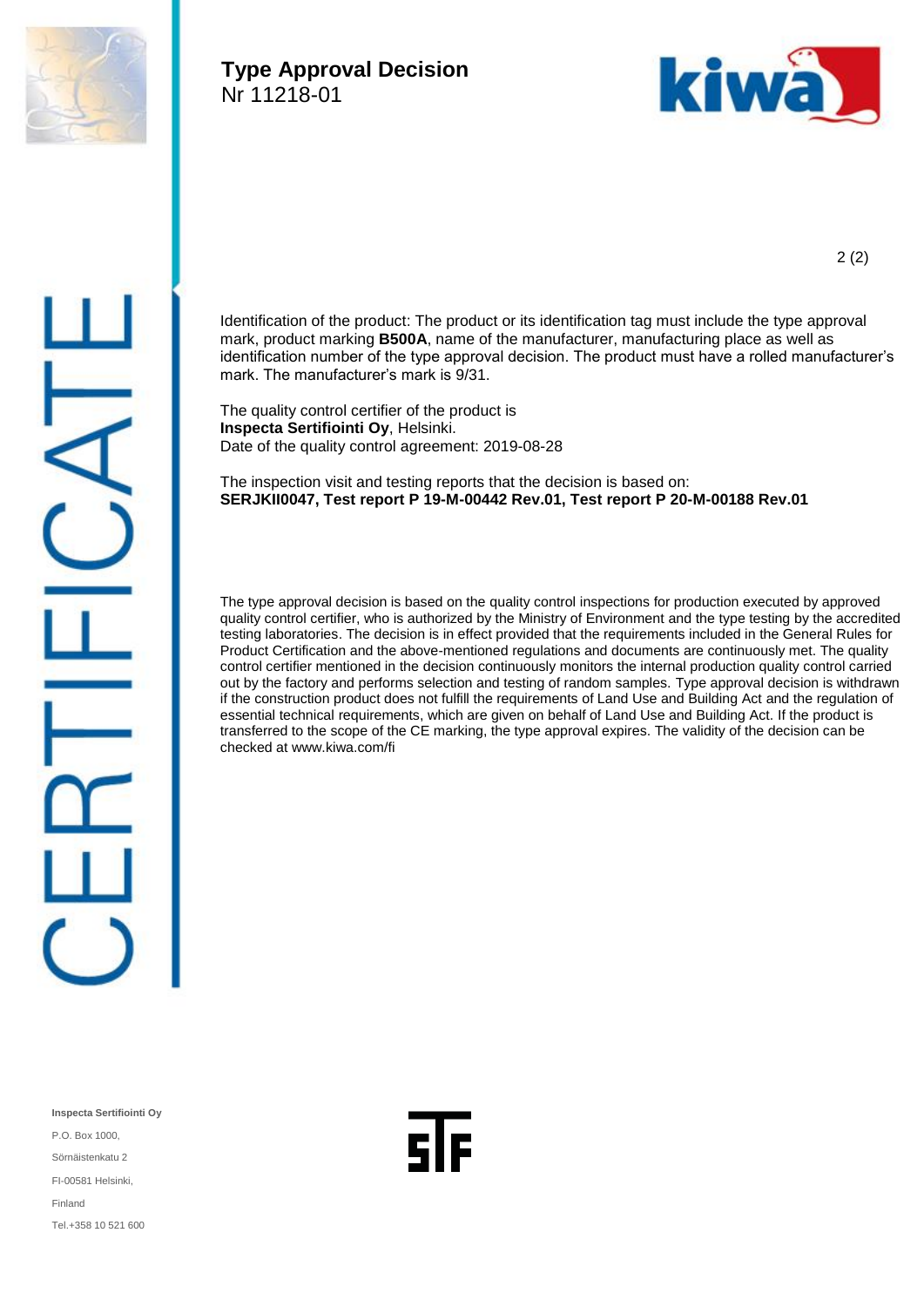## Type Approval Decision

Nr 11218-01

Identification of the product: The product or its identification tag must include the type approval mark, product marking **B500A**, name of the manufacturer, manufacturing place as well as identification number of the type approval decision. The product must have a rolled manufacturer's mark. The manufacturer's mark is 9/31.

The quality control certifier of the product is
**Inspecta Sertifiointi Oy**, Helsinki.
Date of the quality control agreement: 2019-08-28

The inspection visit and testing reports that the decision is based on:
**SERJKII0047, Test report P 19-M-00442 Rev.01, Test report P 20-M-00188 Rev.01**

The type approval decision is based on the quality control inspections for production executed by approved quality control certifier, who is authorized by the Ministry of Environment and the type testing by the accredited testing laboratories. The decision is in effect provided that the requirements included in the General Rules for Product Certification and the above-mentioned regulations and documents are continuously met. The quality control certifier mentioned in the decision continuously monitors the internal production quality control carried out by the factory and performs selection and testing of random samples. Type approval decision is withdrawn if the construction product does not fulfill the requirements of Land Use and Building Act and the regulation of essential technical requirements, which are given on behalf of Land Use and Building Act. If the product is transferred to the scope of the CE marking, the type approval expires. The validity of the decision can be checked at www.kiwa.com/fi

**Inspecta Sertifiointi Oy**
P.O. Box 1000,
Sörnäistenkatu 2
FI-00581 Helsinki,
Finland
Tel.+358 10 521 600